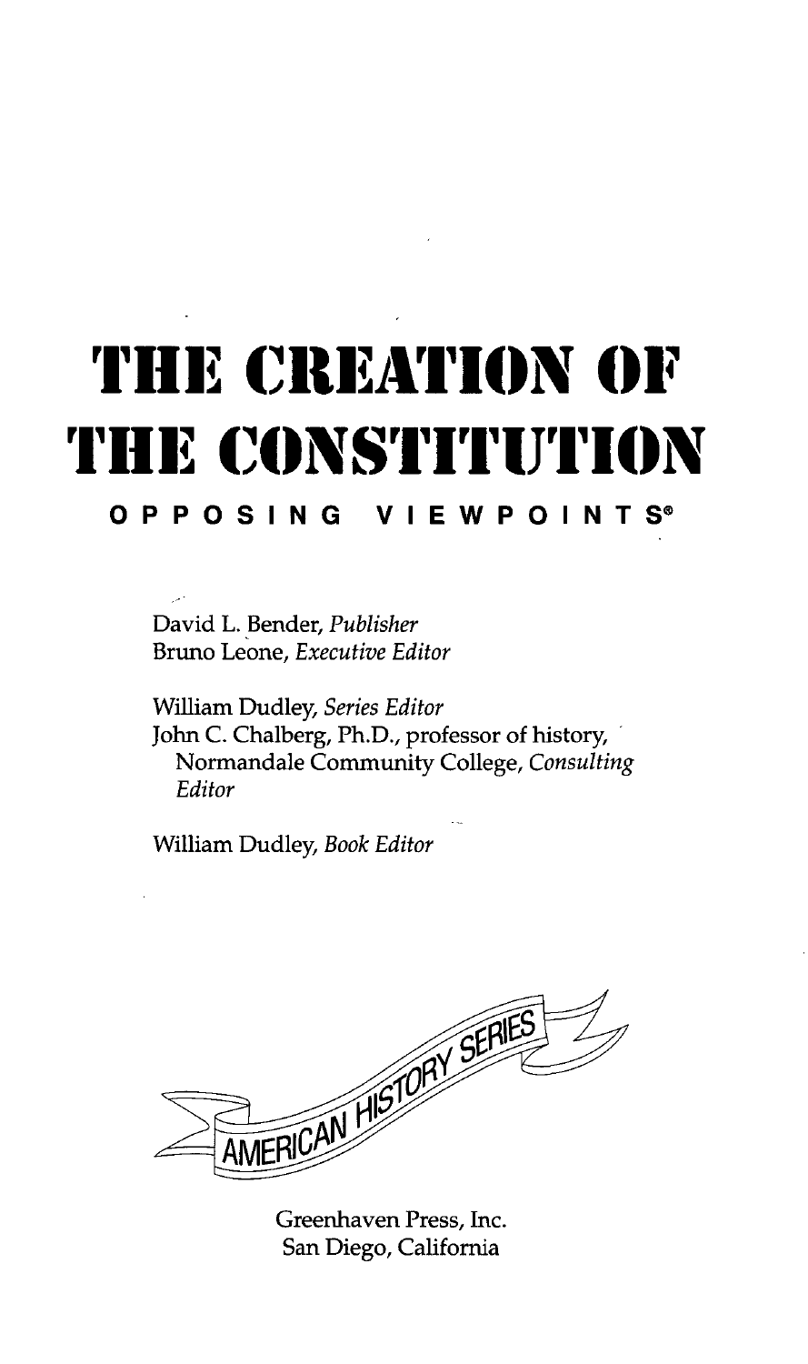# THE CREATION OF THE CONSTITUTION

**OPPOSING VIEWPOINTS®**

David L. Bender, *Publisher*
Bruno Leone, *Executive Editor*

William Dudley, *Series Editor*
John C. Chalberg, Ph.D., professor of history, Normandale Community College, *Consulting Editor*

William Dudley, *Book Editor*

AMERICAN HISTORY SERIES

Greenhaven Press, Inc.
San Diego, California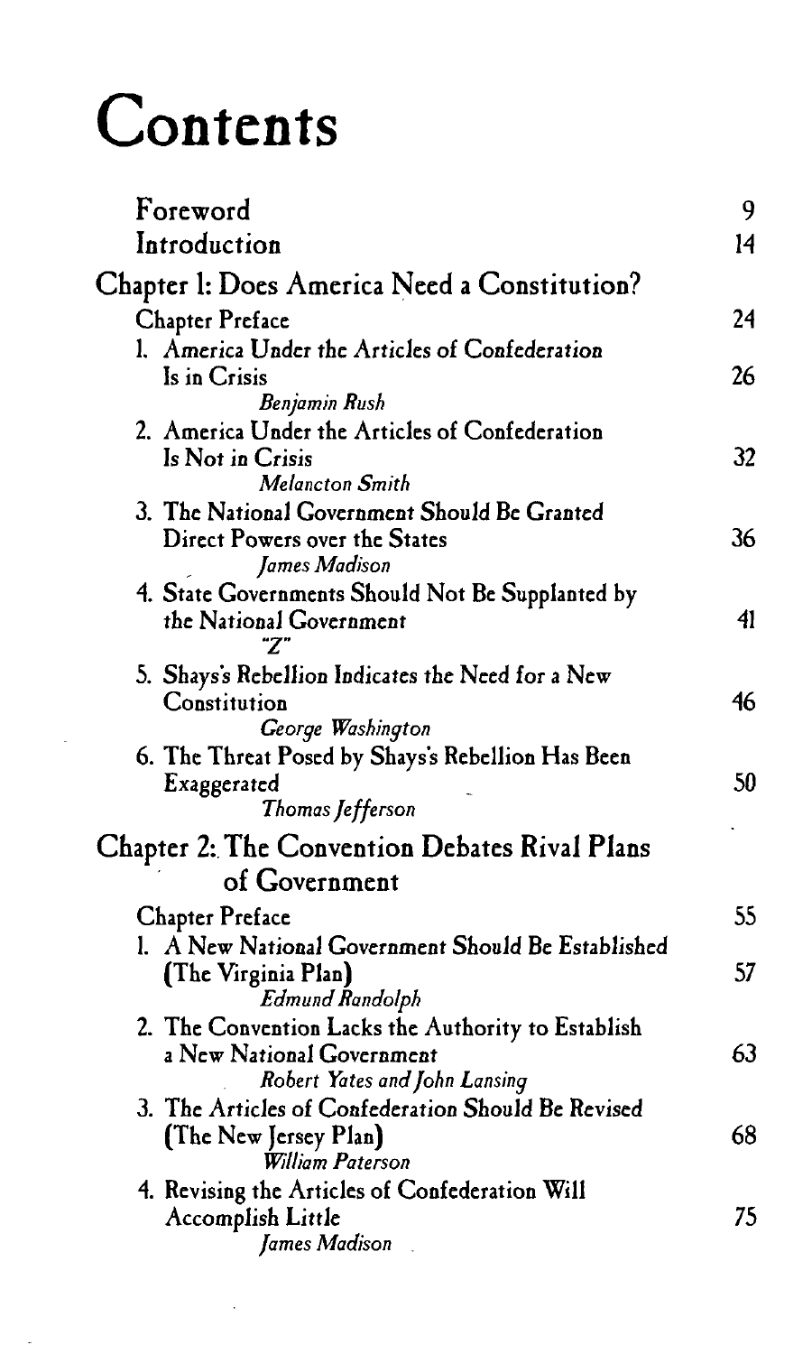# Contents

| | |
|---|---|
| Foreword | 9 |
| Introduction | 14 |

## Chapter 1: Does America Need a Constitution?

| | |
|---|---|
| Chapter Preface | 24 |
| 1. America Under the Articles of Confederation Is in Crisis *Benjamin Rush* | 26 |
| 2. America Under the Articles of Confederation Is Not in Crisis *Melancton Smith* | 32 |
| 3. The National Government Should Be Granted Direct Powers over the States *James Madison* | 36 |
| 4. State Governments Should Not Be Supplanted by the National Government *"Z"* | 41 |
| 5. Shays's Rebellion Indicates the Need for a New Constitution *George Washington* | 46 |
| 6. The Threat Posed by Shays's Rebellion Has Been Exaggerated *Thomas Jefferson* | 50 |

## Chapter 2: The Convention Debates Rival Plans of Government

| | |
|---|---|
| Chapter Preface | 55 |
| 1. A New National Government Should Be Established (The Virginia Plan) *Edmund Randolph* | 57 |
| 2. The Convention Lacks the Authority to Establish a New National Government *Robert Yates and John Lansing* | 63 |
| 3. The Articles of Confederation Should Be Revised (The New Jersey Plan) *William Paterson* | 68 |
| 4. Revising the Articles of Confederation Will Accomplish Little *James Madison* | 75 |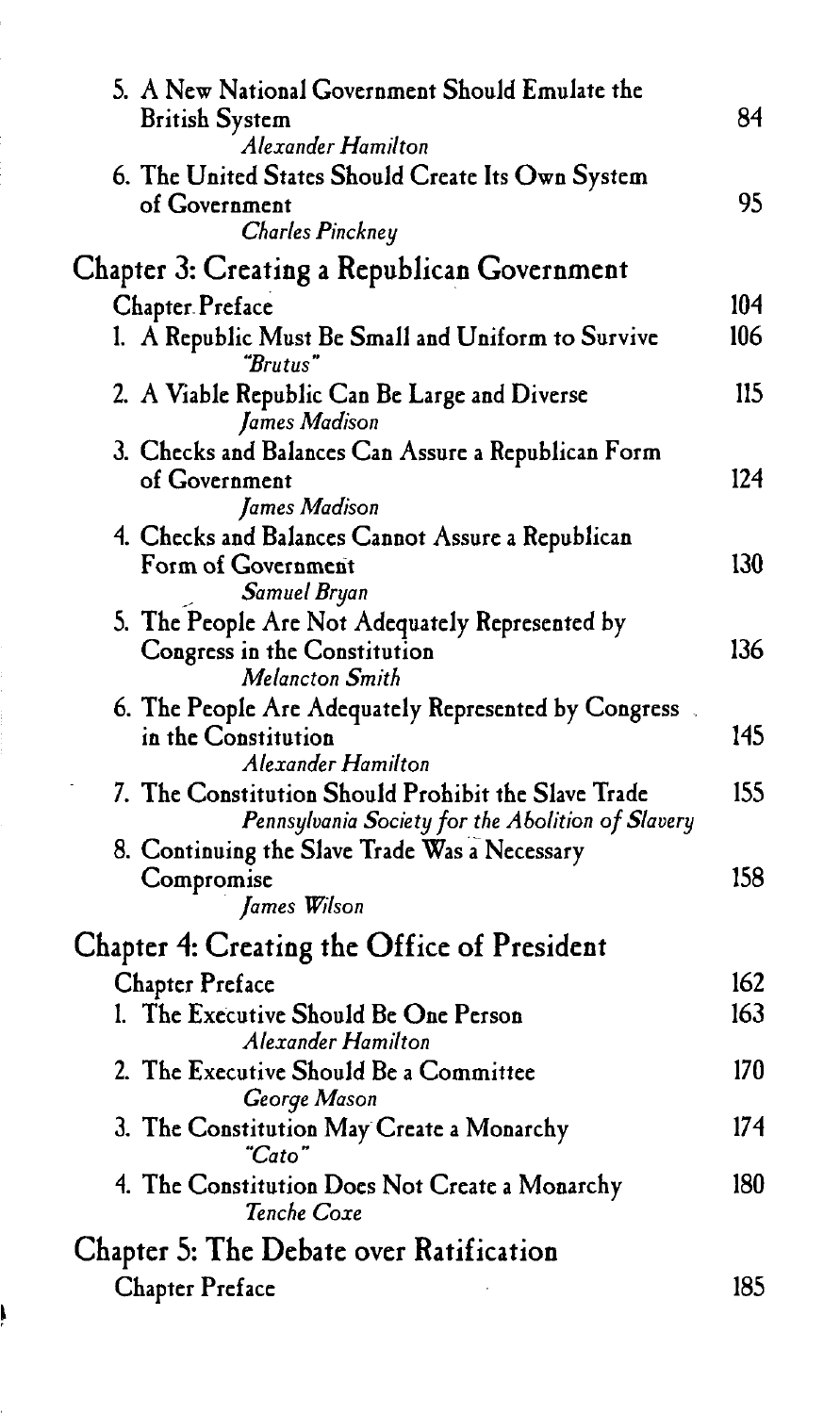5. A New National Government Should Emulate the British System — 84
   *Alexander Hamilton*
6. The United States Should Create Its Own System of Government — 95
   *Charles Pinckney*

## Chapter 3: Creating a Republican Government

Chapter Preface — 104

1. A Republic Must Be Small and Uniform to Survive — 106
   *"Brutus"*
2. A Viable Republic Can Be Large and Diverse — 115
   *James Madison*
3. Checks and Balances Can Assure a Republican Form of Government — 124
   *James Madison*
4. Checks and Balances Cannot Assure a Republican Form of Government — 130
   *Samuel Bryan*
5. The People Are Not Adequately Represented by Congress in the Constitution — 136
   *Melancton Smith*
6. The People Are Adequately Represented by Congress in the Constitution — 145
   *Alexander Hamilton*
7. The Constitution Should Prohibit the Slave Trade — 155
   *Pennsylvania Society for the Abolition of Slavery*
8. Continuing the Slave Trade Was a Necessary Compromise — 158
   *James Wilson*

## Chapter 4: Creating the Office of President

Chapter Preface — 162

1. The Executive Should Be One Person — 163
   *Alexander Hamilton*
2. The Executive Should Be a Committee — 170
   *George Mason*
3. The Constitution May Create a Monarchy — 174
   *"Cato"*
4. The Constitution Does Not Create a Monarchy — 180
   *Tenche Coxe*

## Chapter 5: The Debate over Ratification

Chapter Preface — 185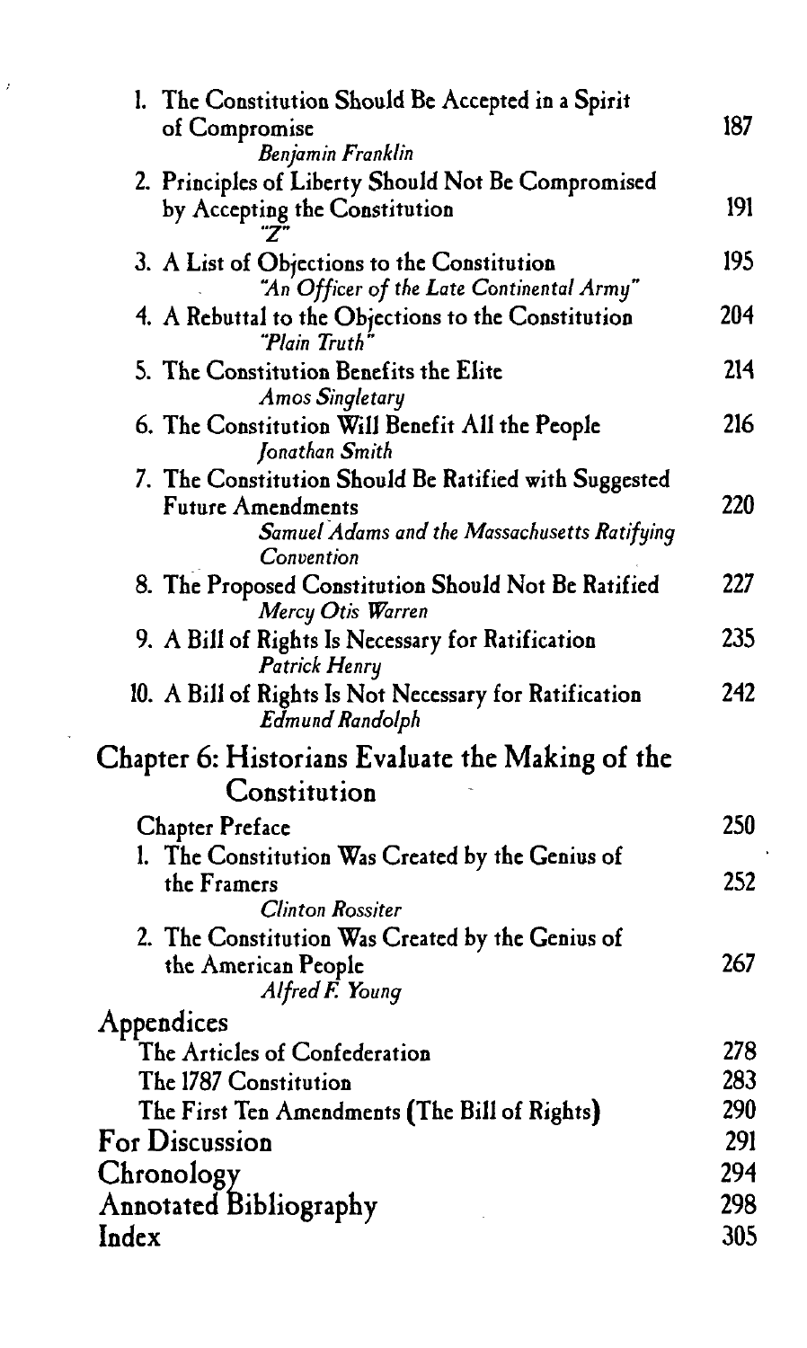1. The Constitution Should Be Accepted in a Spirit of Compromise — 187
   *Benjamin Franklin*
2. Principles of Liberty Should Not Be Compromised by Accepting the Constitution — 191
   *"Z"*
3. A List of Objections to the Constitution — 195
   *"An Officer of the Late Continental Army"*
4. A Rebuttal to the Objections to the Constitution — 204
   *"Plain Truth"*
5. The Constitution Benefits the Elite — 214
   *Amos Singletary*
6. The Constitution Will Benefit All the People — 216
   *Jonathan Smith*
7. The Constitution Should Be Ratified with Suggested Future Amendments — 220
   *Samuel Adams and the Massachusetts Ratifying Convention*
8. The Proposed Constitution Should Not Be Ratified — 227
   *Mercy Otis Warren*
9. A Bill of Rights Is Necessary for Ratification — 235
   *Patrick Henry*
10. A Bill of Rights Is Not Necessary for Ratification — 242
    *Edmund Randolph*

## Chapter 6: Historians Evaluate the Making of the Constitution

Chapter Preface — 250

1. The Constitution Was Created by the Genius of the Framers — 252
   *Clinton Rossiter*
2. The Constitution Was Created by the Genius of the American People — 267
   *Alfred F. Young*

## Appendices

The Articles of Confederation — 278

The 1787 Constitution — 283

The First Ten Amendments (The Bill of Rights) — 290

## For Discussion — 291

## Chronology — 294

## Annotated Bibliography — 298

## Index — 305